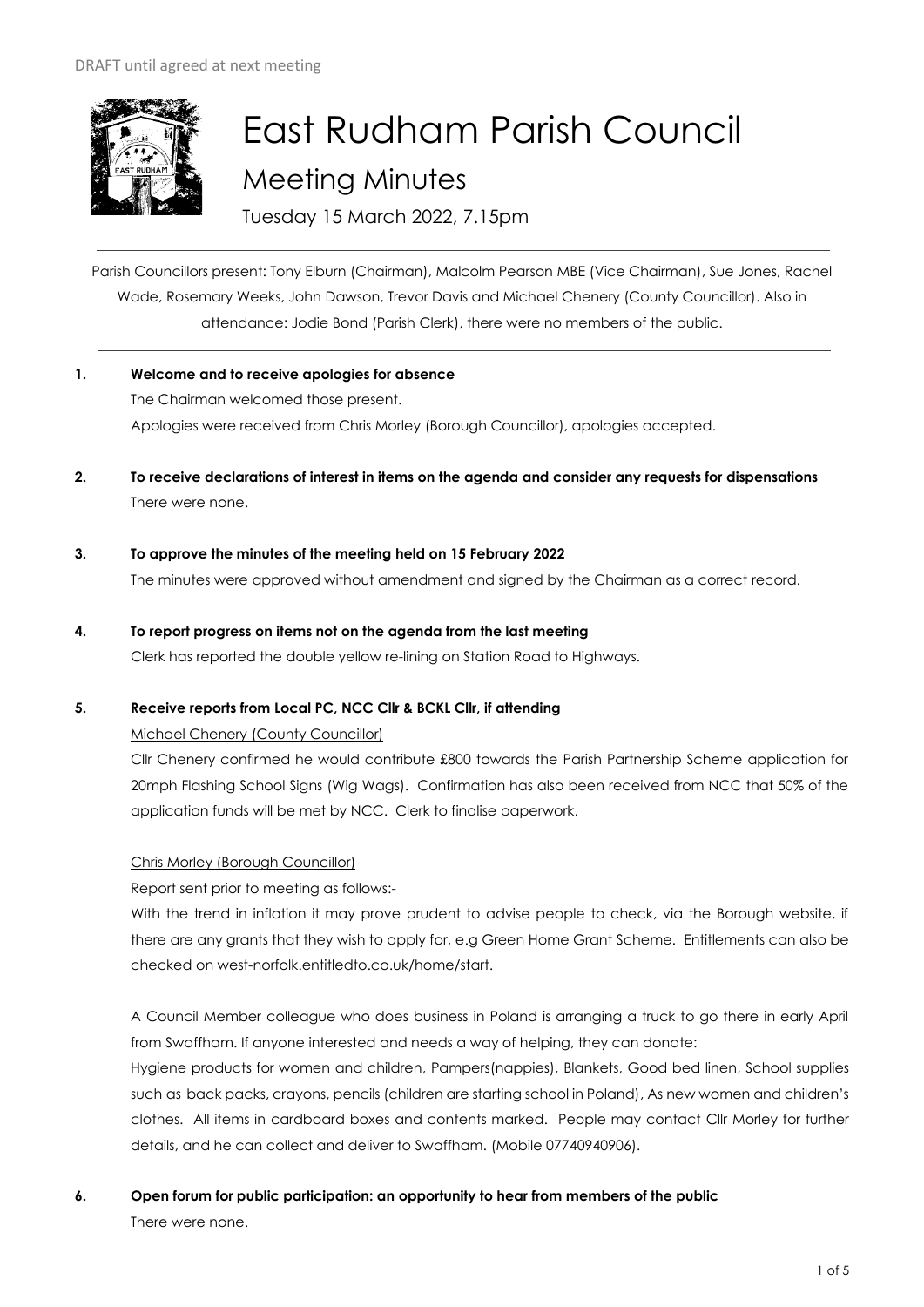DRAFT until agreed at next meeting

# East Rudham Parish Council

## Meeting Minutes

Tuesday 15 March 2022, 7.15pm

Parish Councillors present: Tony Elburn (Chairman), Malcolm Pearson MBE (Vice Chairman), Sue Jones, Rachel Wade, Rosemary Weeks, John Dawson, Trevor Davis and Michael Chenery (County Councillor). Also in attendance: Jodie Bond (Parish Clerk), there were no members of the public.

**1. Welcome and to receive apologies for absence**

The Chairman welcomed those present.

Apologies were received from Chris Morley (Borough Councillor), apologies accepted.

**2. To receive declarations of interest in items on the agenda and consider any requests for dispensations**

There were none.

**3. To approve the minutes of the meeting held on 15 February 2022**

The minutes were approved without amendment and signed by the Chairman as a correct record.

**4. To report progress on items not on the agenda from the last meeting**

Clerk has reported the double yellow re-lining on Station Road to Highways.

**5. Receive reports from Local PC, NCC Cllr & BCKL Cllr, if attending**

Michael Chenery (County Councillor)

Cllr Chenery confirmed he would contribute £800 towards the Parish Partnership Scheme application for 20mph Flashing School Signs (Wig Wags). Confirmation has also been received from NCC that 50% of the application funds will be met by NCC. Clerk to finalise paperwork.

Chris Morley (Borough Councillor)

Report sent prior to meeting as follows:-

With the trend in inflation it may prove prudent to advise people to check, via the Borough website, if there are any grants that they wish to apply for, e.g Green Home Grant Scheme. Entitlements can also be checked on west-norfolk.entitledto.co.uk/home/start.

A Council Member colleague who does business in Poland is arranging a truck to go there in early April from Swaffham. If anyone interested and needs a way of helping, they can donate:

Hygiene products for women and children, Pampers(nappies), Blankets, Good bed linen, School supplies such as back packs, crayons, pencils (children are starting school in Poland), As new women and children's clothes. All items in cardboard boxes and contents marked. People may contact Cllr Morley for further details, and he can collect and deliver to Swaffham. (Mobile 07740940906).

**6. Open forum for public participation: an opportunity to hear from members of the public**

There were none.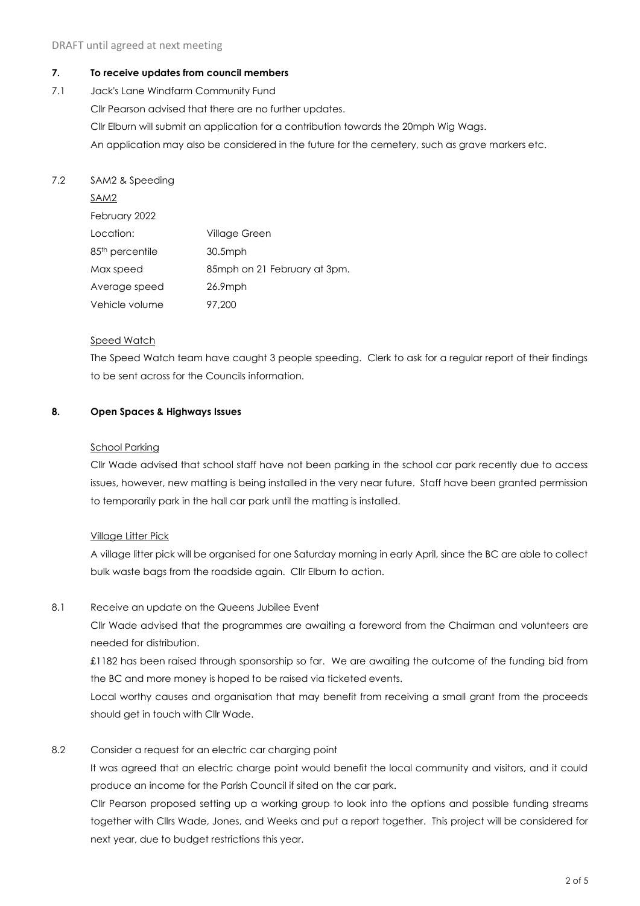DRAFT until agreed at next meeting

**7. To receive updates from council members**

7.1 Jack's Lane Windfarm Community Fund

Cllr Pearson advised that there are no further updates.

Cllr Elburn will submit an application for a contribution towards the 20mph Wig Wags.

An application may also be considered in the future for the cemetery, such as grave markers etc.

7.2 SAM2 & Speeding

SAM2

February 2022

| | |
|---|---|
| Location: | Village Green |
| 85th percentile | 30.5mph |
| Max speed | 85mph on 21 February at 3pm. |
| Average speed | 26.9mph |
| Vehicle volume | 97,200 |

Speed Watch

The Speed Watch team have caught 3 people speeding. Clerk to ask for a regular report of their findings to be sent across for the Councils information.

**8. Open Spaces & Highways Issues**

School Parking

Cllr Wade advised that school staff have not been parking in the school car park recently due to access issues, however, new matting is being installed in the very near future. Staff have been granted permission to temporarily park in the hall car park until the matting is installed.

Village Litter Pick

A village litter pick will be organised for one Saturday morning in early April, since the BC are able to collect bulk waste bags from the roadside again. Cllr Elburn to action.

8.1 Receive an update on the Queens Jubilee Event

Cllr Wade advised that the programmes are awaiting a foreword from the Chairman and volunteers are needed for distribution.

£1182 has been raised through sponsorship so far. We are awaiting the outcome of the funding bid from the BC and more money is hoped to be raised via ticketed events.

Local worthy causes and organisation that may benefit from receiving a small grant from the proceeds should get in touch with Cllr Wade.

8.2 Consider a request for an electric car charging point

It was agreed that an electric charge point would benefit the local community and visitors, and it could produce an income for the Parish Council if sited on the car park.

Cllr Pearson proposed setting up a working group to look into the options and possible funding streams together with Cllrs Wade, Jones, and Weeks and put a report together. This project will be considered for next year, due to budget restrictions this year.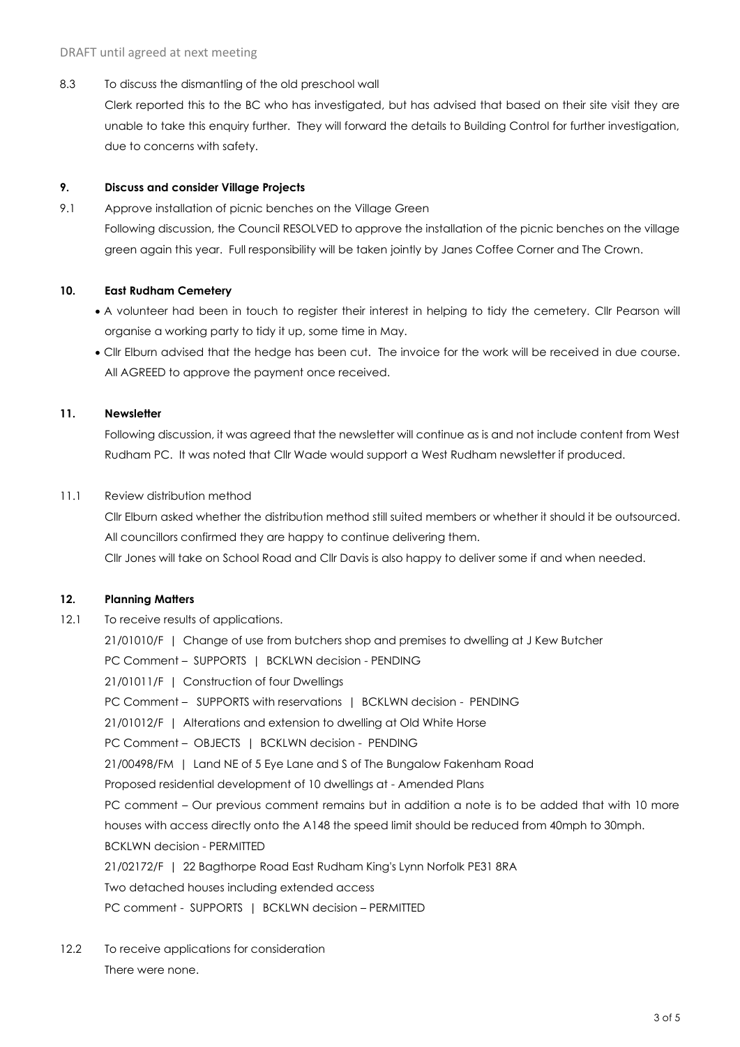DRAFT until agreed at next meeting

8.3 To discuss the dismantling of the old preschool wall

Clerk reported this to the BC who has investigated, but has advised that based on their site visit they are unable to take this enquiry further. They will forward the details to Building Control for further investigation, due to concerns with safety.

**9. Discuss and consider Village Projects**

9.1 Approve installation of picnic benches on the Village Green

Following discussion, the Council RESOLVED to approve the installation of the picnic benches on the village green again this year. Full responsibility will be taken jointly by Janes Coffee Corner and The Crown.

**10. East Rudham Cemetery**

- A volunteer had been in touch to register their interest in helping to tidy the cemetery. Cllr Pearson will organise a working party to tidy it up, some time in May.
- Cllr Elburn advised that the hedge has been cut. The invoice for the work will be received in due course. All AGREED to approve the payment once received.

**11. Newsletter**

Following discussion, it was agreed that the newsletter will continue as is and not include content from West Rudham PC. It was noted that Cllr Wade would support a West Rudham newsletter if produced.

11.1 Review distribution method

Cllr Elburn asked whether the distribution method still suited members or whether it should it be outsourced. All councillors confirmed they are happy to continue delivering them.

Cllr Jones will take on School Road and Cllr Davis is also happy to deliver some if and when needed.

**12. Planning Matters**

12.1 To receive results of applications.

21/01010/F | Change of use from butchers shop and premises to dwelling at J Kew Butcher

PC Comment – SUPPORTS | BCKLWN decision - PENDING

21/01011/F | Construction of four Dwellings

PC Comment – SUPPORTS with reservations | BCKLWN decision - PENDING

21/01012/F | Alterations and extension to dwelling at Old White Horse

PC Comment – OBJECTS | BCKLWN decision - PENDING

21/00498/FM | Land NE of 5 Eye Lane and S of The Bungalow Fakenham Road

Proposed residential development of 10 dwellings at - Amended Plans

PC comment – Our previous comment remains but in addition a note is to be added that with 10 more houses with access directly onto the A148 the speed limit should be reduced from 40mph to 30mph.

BCKLWN decision - PERMITTED

21/02172/F | 22 Bagthorpe Road East Rudham King's Lynn Norfolk PE31 8RA

Two detached houses including extended access

PC comment - SUPPORTS | BCKLWN decision – PERMITTED

12.2 To receive applications for consideration

There were none.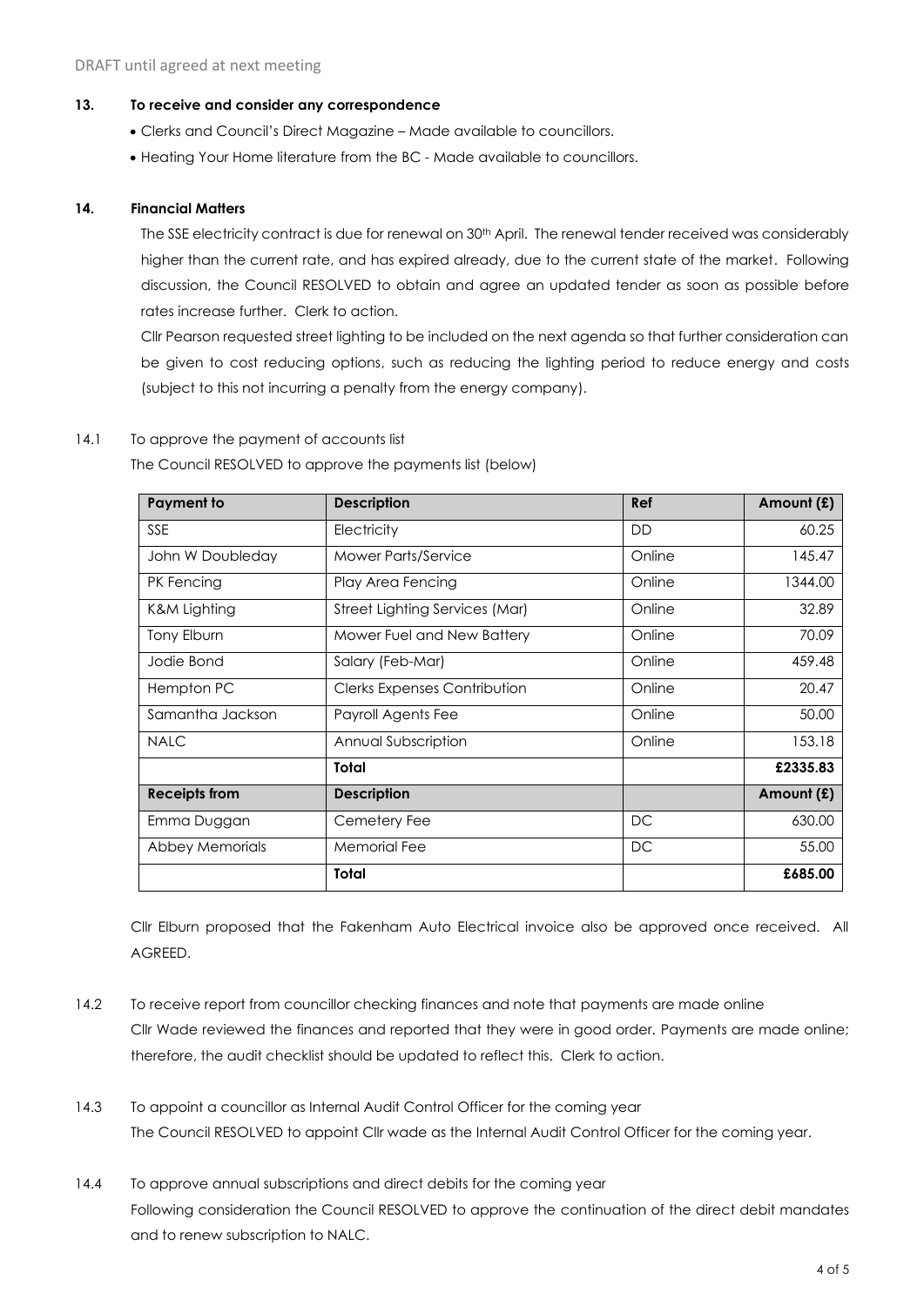DRAFT until agreed at next meeting

### 13. To receive and consider any correspondence

- Clerks and Council's Direct Magazine – Made available to councillors.
- Heating Your Home literature from the BC - Made available to councillors.

### 14. Financial Matters

The SSE electricity contract is due for renewal on 30th April. The renewal tender received was considerably higher than the current rate, and has expired already, due to the current state of the market. Following discussion, the Council RESOLVED to obtain and agree an updated tender as soon as possible before rates increase further. Clerk to action.

Cllr Pearson requested street lighting to be included on the next agenda so that further consideration can be given to cost reducing options, such as reducing the lighting period to reduce energy and costs (subject to this not incurring a penalty from the energy company).

14.1 To approve the payment of accounts list

The Council RESOLVED to approve the payments list (below)

| Payment to | Description | Ref | Amount (£) |
|---|---|---|---|
| SSE | Electricity | DD | 60.25 |
| John W Doubleday | Mower Parts/Service | Online | 145.47 |
| PK Fencing | Play Area Fencing | Online | 1344.00 |
| K&M Lighting | Street Lighting Services (Mar) | Online | 32.89 |
| Tony Elburn | Mower Fuel and New Battery | Online | 70.09 |
| Jodie Bond | Salary (Feb-Mar) | Online | 459.48 |
| Hempton PC | Clerks Expenses Contribution | Online | 20.47 |
| Samantha Jackson | Payroll Agents Fee | Online | 50.00 |
| NALC | Annual Subscription | Online | 153.18 |
| | **Total** | | **£2335.83** |
| **Receipts from** | **Description** | | **Amount (£)** |
| Emma Duggan | Cemetery Fee | DC | 630.00 |
| Abbey Memorials | Memorial Fee | DC | 55.00 |
| | **Total** | | **£685.00** |

Cllr Elburn proposed that the Fakenham Auto Electrical invoice also be approved once received. All AGREED.

14.2 To receive report from councillor checking finances and note that payments are made online

Cllr Wade reviewed the finances and reported that they were in good order. Payments are made online; therefore, the audit checklist should be updated to reflect this. Clerk to action.

14.3 To appoint a councillor as Internal Audit Control Officer for the coming year

The Council RESOLVED to appoint Cllr wade as the Internal Audit Control Officer for the coming year.

14.4 To approve annual subscriptions and direct debits for the coming year

Following consideration the Council RESOLVED to approve the continuation of the direct debit mandates and to renew subscription to NALC.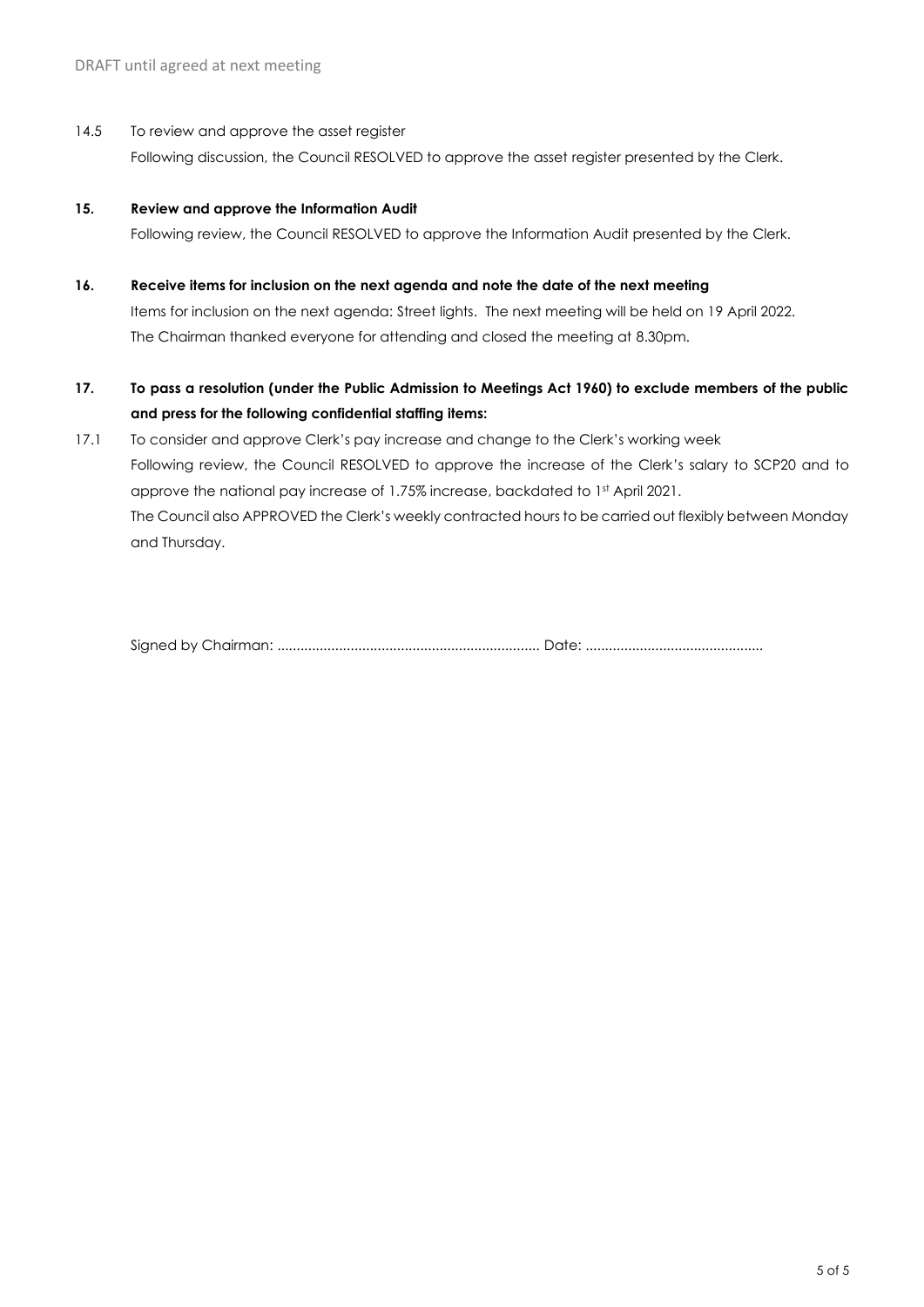DRAFT until agreed at next meeting

14.5 To review and approve the asset register

Following discussion, the Council RESOLVED to approve the asset register presented by the Clerk.

**15. Review and approve the Information Audit**

Following review, the Council RESOLVED to approve the Information Audit presented by the Clerk.

**16. Receive items for inclusion on the next agenda and note the date of the next meeting**

Items for inclusion on the next agenda: Street lights. The next meeting will be held on 19 April 2022.

The Chairman thanked everyone for attending and closed the meeting at 8.30pm.

**17. To pass a resolution (under the Public Admission to Meetings Act 1960) to exclude members of the public and press for the following confidential staffing items:**

17.1 To consider and approve Clerk's pay increase and change to the Clerk's working week

Following review, the Council RESOLVED to approve the increase of the Clerk's salary to SCP20 and to approve the national pay increase of 1.75% increase, backdated to 1st April 2021.

The Council also APPROVED the Clerk's weekly contracted hours to be carried out flexibly between Monday and Thursday.

Signed by Chairman: ................................................................... Date: .............................................